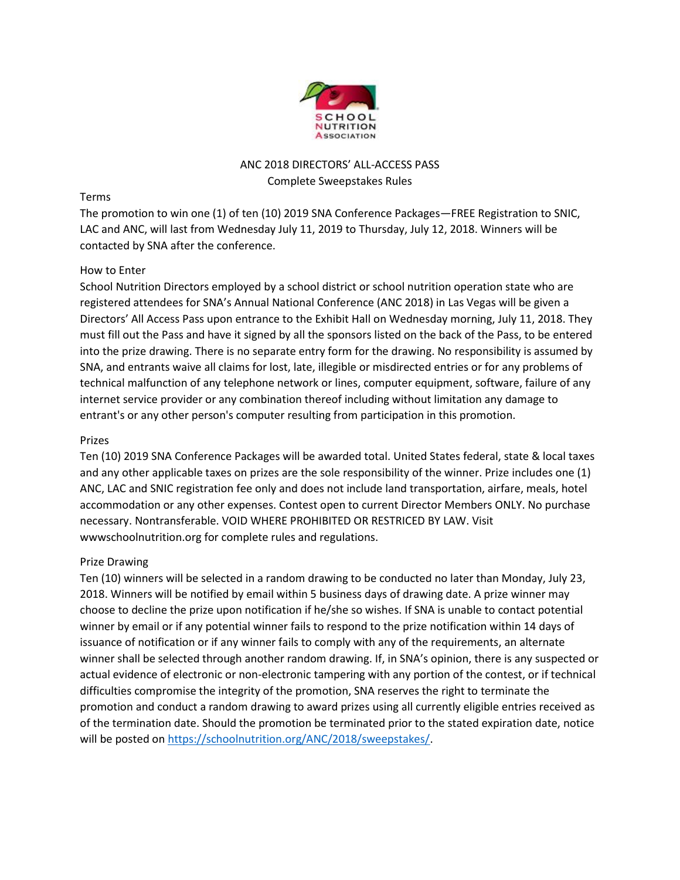# ANC 2018 DIRECTORS' ALL-ACCESS PASS

## Complete Sweepstakes Rules

### Terms

The promotion to win one (1) of ten (10) 2019 SNA Conference Packages—FREE Registration to SNIC, LAC and ANC, will last from Wednesday July 11, 2019 to Thursday, July 12, 2018. Winners will be contacted by SNA after the conference.

### How to Enter

School Nutrition Directors employed by a school district or school nutrition operation state who are registered attendees for SNA's Annual National Conference (ANC 2018) in Las Vegas will be given a Directors' All Access Pass upon entrance to the Exhibit Hall on Wednesday morning, July 11, 2018. They must fill out the Pass and have it signed by all the sponsors listed on the back of the Pass, to be entered into the prize drawing. There is no separate entry form for the drawing. No responsibility is assumed by SNA, and entrants waive all claims for lost, late, illegible or misdirected entries or for any problems of technical malfunction of any telephone network or lines, computer equipment, software, failure of any internet service provider or any combination thereof including without limitation any damage to entrant's or any other person's computer resulting from participation in this promotion.

### Prizes

Ten (10) 2019 SNA Conference Packages will be awarded total. United States federal, state & local taxes and any other applicable taxes on prizes are the sole responsibility of the winner. Prize includes one (1) ANC, LAC and SNIC registration fee only and does not include land transportation, airfare, meals, hotel accommodation or any other expenses. Contest open to current Director Members ONLY. No purchase necessary. Nontransferable. VOID WHERE PROHIBITED OR RESTRICED BY LAW. Visit wwwschoolnutrition.org for complete rules and regulations.

### Prize Drawing

Ten (10) winners will be selected in a random drawing to be conducted no later than Monday, July 23, 2018. Winners will be notified by email within 5 business days of drawing date. A prize winner may choose to decline the prize upon notification if he/she so wishes. If SNA is unable to contact potential winner by email or if any potential winner fails to respond to the prize notification within 14 days of issuance of notification or if any winner fails to comply with any of the requirements, an alternate winner shall be selected through another random drawing. If, in SNA's opinion, there is any suspected or actual evidence of electronic or non-electronic tampering with any portion of the contest, or if technical difficulties compromise the integrity of the promotion, SNA reserves the right to terminate the promotion and conduct a random drawing to award prizes using all currently eligible entries received as of the termination date. Should the promotion be terminated prior to the stated expiration date, notice will be posted on https://schoolnutrition.org/ANC/2018/sweepstakes/.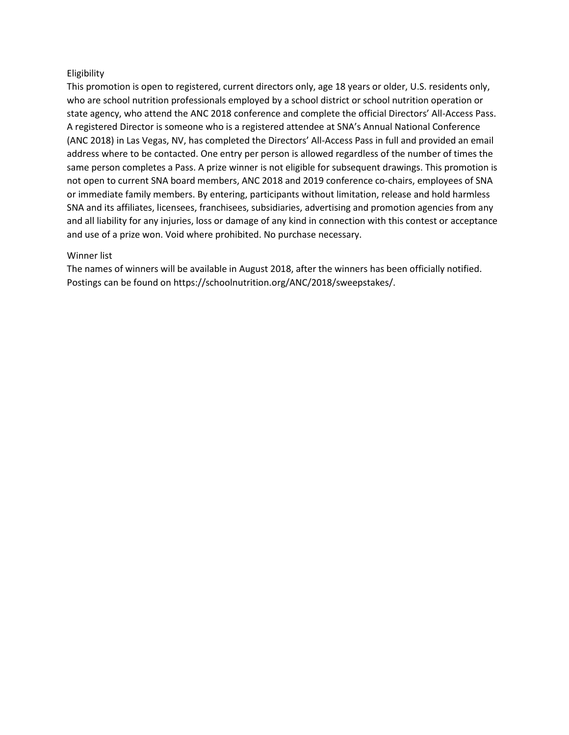## Eligibility

This promotion is open to registered, current directors only, age 18 years or older, U.S. residents only, who are school nutrition professionals employed by a school district or school nutrition operation or state agency, who attend the ANC 2018 conference and complete the official Directors' All-Access Pass. A registered Director is someone who is a registered attendee at SNA's Annual National Conference (ANC 2018) in Las Vegas, NV, has completed the Directors' All-Access Pass in full and provided an email address where to be contacted. One entry per person is allowed regardless of the number of times the same person completes a Pass. A prize winner is not eligible for subsequent drawings. This promotion is not open to current SNA board members, ANC 2018 and 2019 conference co-chairs, employees of SNA or immediate family members. By entering, participants without limitation, release and hold harmless SNA and its affiliates, licensees, franchisees, subsidiaries, advertising and promotion agencies from any and all liability for any injuries, loss or damage of any kind in connection with this contest or acceptance and use of a prize won. Void where prohibited. No purchase necessary.

## Winner list

The names of winners will be available in August 2018, after the winners has been officially notified. Postings can be found on https://schoolnutrition.org/ANC/2018/sweepstakes/.